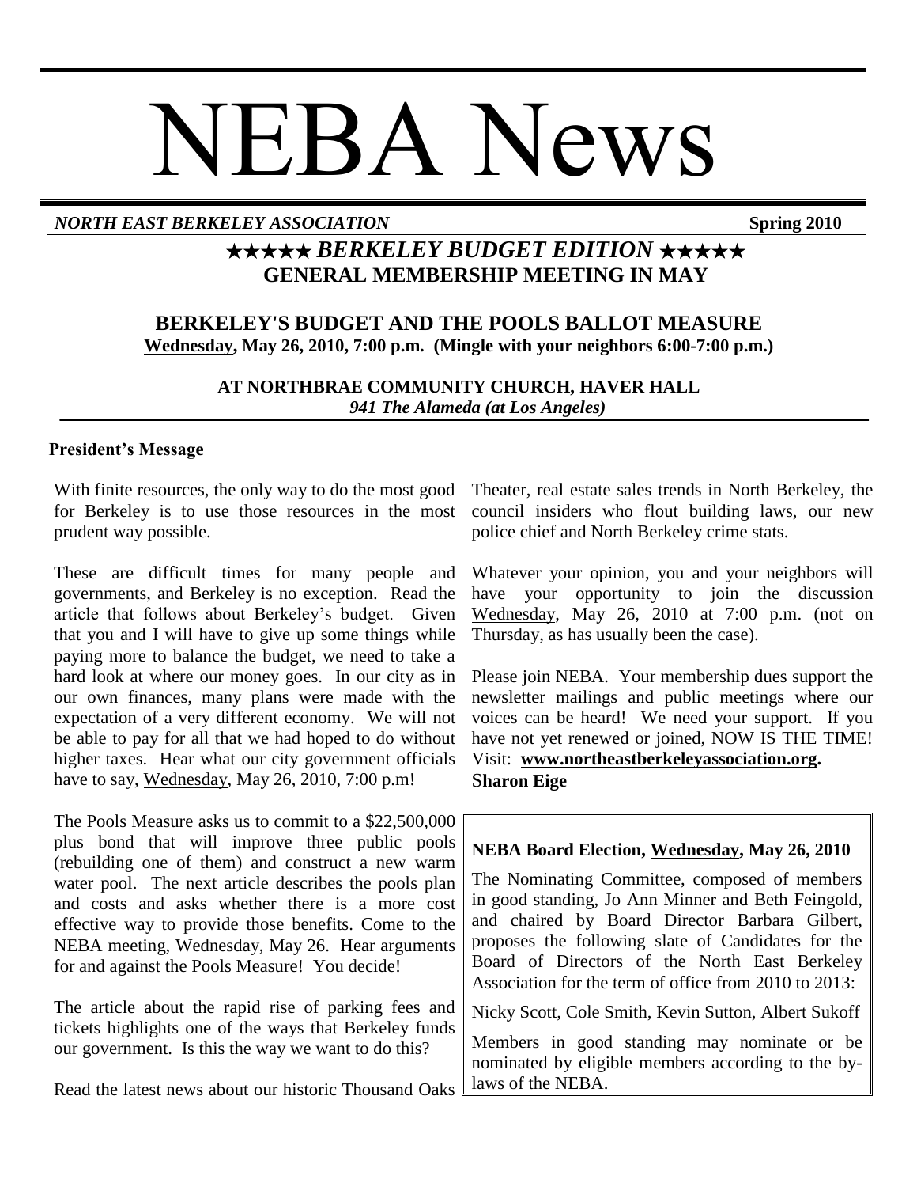# NEBA News

***NORTH EAST BERKELEY ASSOCIATION*** **Spring 2010**

## ★★★★★ *BERKELEY BUDGET EDITION* ★★★★★

## GENERAL MEMBERSHIP MEETING IN MAY

### BERKELEY'S BUDGET AND THE POOLS BALLOT MEASURE

**Wednesday, May 26, 2010, 7:00 p.m. (Mingle with your neighbors 6:00-7:00 p.m.)**

**AT NORTHBRAE COMMUNITY CHURCH, HAVER HALL**
***941 The Alameda (at Los Angeles)***

### President's Message

With finite resources, the only way to do the most good for Berkeley is to use those resources in the most prudent way possible.

These are difficult times for many people and governments, and Berkeley is no exception. Read the article that follows about Berkeley's budget. Given that you and I will have to give up some things while paying more to balance the budget, we need to take a hard look at where our money goes. In our city as in our own finances, many plans were made with the expectation of a very different economy. We will not be able to pay for all that we had hoped to do without higher taxes. Hear what our city government officials have to say, Wednesday, May 26, 2010, 7:00 p.m!

The Pools Measure asks us to commit to a $22,500,000 plus bond that will improve three public pools (rebuilding one of them) and construct a new warm water pool. The next article describes the pools plan and costs and asks whether there is a more cost effective way to provide those benefits. Come to the NEBA meeting, Wednesday, May 26. Hear arguments for and against the Pools Measure! You decide!

The article about the rapid rise of parking fees and tickets highlights one of the ways that Berkeley funds our government. Is this the way we want to do this?

Read the latest news about our historic Thousand Oaks Theater, real estate sales trends in North Berkeley, the council insiders who flout building laws, our new police chief and North Berkeley crime stats.

Whatever your opinion, you and your neighbors will have your opportunity to join the discussion Wednesday, May 26, 2010 at 7:00 p.m. (not on Thursday, as has usually been the case).

Please join NEBA. Your membership dues support the newsletter mailings and public meetings where our voices can be heard! We need your support. If you have not yet renewed or joined, NOW IS THE TIME! Visit: **www.northeastberkeleyassociation.org.**
**Sharon Eige**

### NEBA Board Election, Wednesday, May 26, 2010

The Nominating Committee, composed of members in good standing, Jo Ann Minner and Beth Feingold, and chaired by Board Director Barbara Gilbert, proposes the following slate of Candidates for the Board of Directors of the North East Berkeley Association for the term of office from 2010 to 2013:

Nicky Scott, Cole Smith, Kevin Sutton, Albert Sukoff

Members in good standing may nominate or be nominated by eligible members according to the by-laws of the NEBA.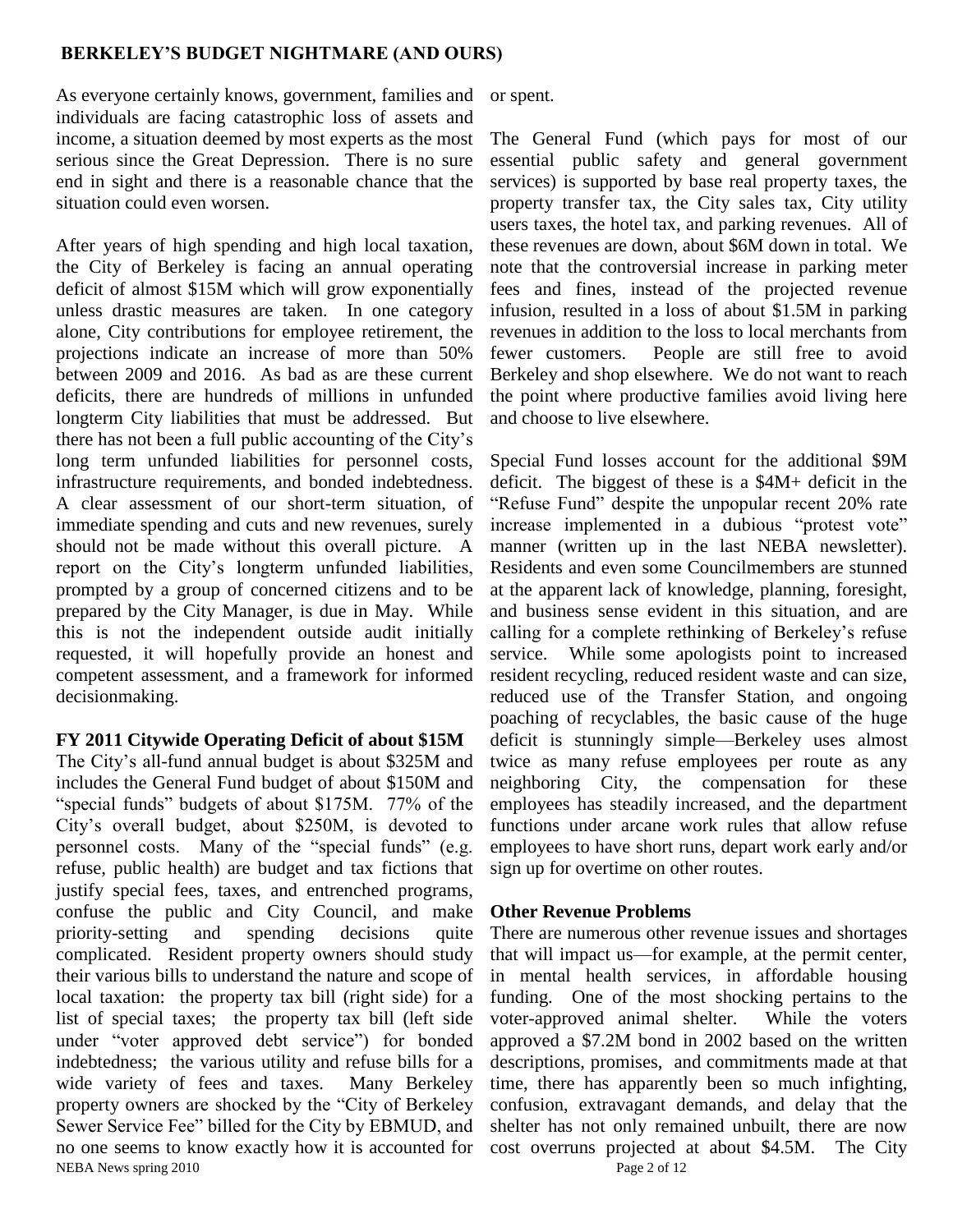## BERKELEY'S BUDGET NIGHTMARE (AND OURS)

As everyone certainly knows, government, families and individuals are facing catastrophic loss of assets and income, a situation deemed by most experts as the most serious since the Great Depression. There is no sure end in sight and there is a reasonable chance that the situation could even worsen.

After years of high spending and high local taxation, the City of Berkeley is facing an annual operating deficit of almost $15M which will grow exponentially unless drastic measures are taken. In one category alone, City contributions for employee retirement, the projections indicate an increase of more than 50% between 2009 and 2016. As bad as are these current deficits, there are hundreds of millions in unfunded longterm City liabilities that must be addressed. But there has not been a full public accounting of the City's long term unfunded liabilities for personnel costs, infrastructure requirements, and bonded indebtedness. A clear assessment of our short-term situation, of immediate spending and cuts and new revenues, surely should not be made without this overall picture. A report on the City's longterm unfunded liabilities, prompted by a group of concerned citizens and to be prepared by the City Manager, is due in May. While this is not the independent outside audit initially requested, it will hopefully provide an honest and competent assessment, and a framework for informed decisionmaking.

### FY 2011 Citywide Operating Deficit of about $15M

The City's all-fund annual budget is about $325M and includes the General Fund budget of about $150M and "special funds" budgets of about $175M. 77% of the City's overall budget, about $250M, is devoted to personnel costs. Many of the "special funds" (e.g. refuse, public health) are budget and tax fictions that justify special fees, taxes, and entrenched programs, confuse the public and City Council, and make priority-setting and spending decisions quite complicated. Resident property owners should study their various bills to understand the nature and scope of local taxation: the property tax bill (right side) for a list of special taxes; the property tax bill (left side under "voter approved debt service") for bonded indebtedness; the various utility and refuse bills for a wide variety of fees and taxes. Many Berkeley property owners are shocked by the "City of Berkeley Sewer Service Fee" billed for the City by EBMUD, and no one seems to know exactly how it is accounted for or spent.

The General Fund (which pays for most of our essential public safety and general government services) is supported by base real property taxes, the property transfer tax, the City sales tax, City utility users taxes, the hotel tax, and parking revenues. All of these revenues are down, about $6M down in total. We note that the controversial increase in parking meter fees and fines, instead of the projected revenue infusion, resulted in a loss of about $1.5M in parking revenues in addition to the loss to local merchants from fewer customers. People are still free to avoid Berkeley and shop elsewhere. We do not want to reach the point where productive families avoid living here and choose to live elsewhere.

Special Fund losses account for the additional $9M deficit. The biggest of these is a $4M+ deficit in the "Refuse Fund" despite the unpopular recent 20% rate increase implemented in a dubious "protest vote" manner (written up in the last NEBA newsletter). Residents and even some Councilmembers are stunned at the apparent lack of knowledge, planning, foresight, and business sense evident in this situation, and are calling for a complete rethinking of Berkeley's refuse service. While some apologists point to increased resident recycling, reduced resident waste and can size, reduced use of the Transfer Station, and ongoing poaching of recyclables, the basic cause of the huge deficit is stunningly simple—Berkeley uses almost twice as many refuse employees per route as any neighboring City, the compensation for these employees has steadily increased, and the department functions under arcane work rules that allow refuse employees to have short runs, depart work early and/or sign up for overtime on other routes.

### Other Revenue Problems

There are numerous other revenue issues and shortages that will impact us—for example, at the permit center, in mental health services, in affordable housing funding. One of the most shocking pertains to the voter-approved animal shelter. While the voters approved a $7.2M bond in 2002 based on the written descriptions, promises, and commitments made at that time, there has apparently been so much infighting, confusion, extravagant demands, and delay that the shelter has not only remained unbuilt, there are now cost overruns projected at about $4.5M. The City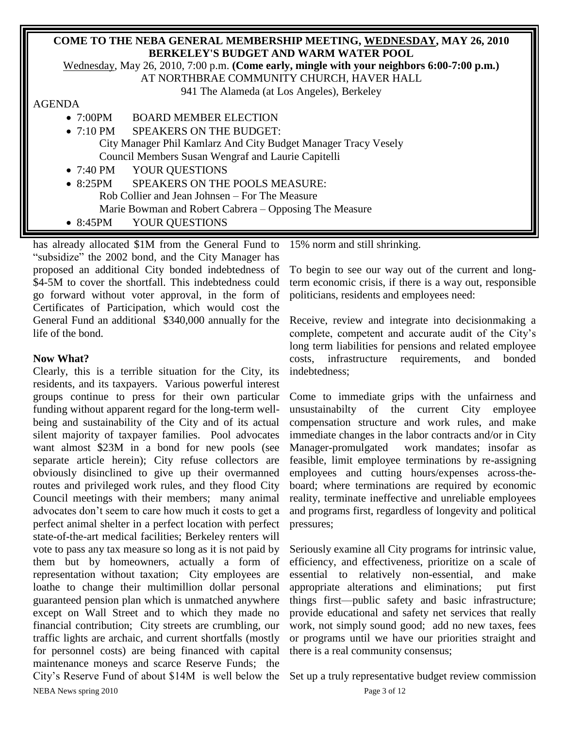**COME TO THE NEBA GENERAL MEMBERSHIP MEETING, WEDNESDAY, MAY 26, 2010**
**BERKELEY'S BUDGET AND WARM WATER POOL**

Wednesday, May 26, 2010, 7:00 p.m. **(Come early, mingle with your neighbors 6:00-7:00 p.m.)**
AT NORTHBRAE COMMUNITY CHURCH, HAVER HALL
941 The Alameda (at Los Angeles), Berkeley

AGENDA

- 7:00PM BOARD MEMBER ELECTION
- 7:10 PM SPEAKERS ON THE BUDGET:
  City Manager Phil Kamlarz And City Budget Manager Tracy Vesely
  Council Members Susan Wengraf and Laurie Capitelli
- 7:40 PM YOUR QUESTIONS
- 8:25PM SPEAKERS ON THE POOLS MEASURE:
  Rob Collier and Jean Johnsen – For The Measure
  Marie Bowman and Robert Cabrera – Opposing The Measure
- 8:45PM YOUR QUESTIONS

has already allocated $1M from the General Fund to "subsidize" the 2002 bond, and the City Manager has proposed an additional City bonded indebtedness of $4-5M to cover the shortfall. This indebtedness could go forward without voter approval, in the form of Certificates of Participation, which would cost the General Fund an additional $340,000 annually for the life of the bond.

**Now What?**

Clearly, this is a terrible situation for the City, its residents, and its taxpayers. Various powerful interest groups continue to press for their own particular funding without apparent regard for the long-term well-being and sustainability of the City and of its actual silent majority of taxpayer families. Pool advocates want almost $23M in a bond for new pools (see separate article herein); City refuse collectors are obviously disinclined to give up their overmanned routes and privileged work rules, and they flood City Council meetings with their members; many animal advocates don't seem to care how much it costs to get a perfect animal shelter in a perfect location with perfect state-of-the-art medical facilities; Berkeley renters will vote to pass any tax measure so long as it is not paid by them but by homeowners, actually a form of representation without taxation; City employees are loathe to change their multimillion dollar personal guaranteed pension plan which is unmatched anywhere except on Wall Street and to which they made no financial contribution; City streets are crumbling, our traffic lights are archaic, and current shortfalls (mostly for personnel costs) are being financed with capital maintenance moneys and scarce Reserve Funds; the City's Reserve Fund of about $14M is well below the 15% norm and still shrinking.

To begin to see our way out of the current and long-term economic crisis, if there is a way out, responsible politicians, residents and employees need:

Receive, review and integrate into decisionmaking a complete, competent and accurate audit of the City's long term liabilities for pensions and related employee costs, infrastructure requirements, and bonded indebtedness;

Come to immediate grips with the unfairness and unsustainabilty of the current City employee compensation structure and work rules, and make immediate changes in the labor contracts and/or in City Manager-promulgated work mandates; insofar as feasible, limit employee terminations by re-assigning employees and cutting hours/expenses across-the-board; where terminations are required by economic reality, terminate ineffective and unreliable employees and programs first, regardless of longevity and political pressures;

Seriously examine all City programs for intrinsic value, efficiency, and effectiveness, prioritize on a scale of essential to relatively non-essential, and make appropriate alterations and eliminations; put first things first—public safety and basic infrastructure; provide educational and safety net services that really work, not simply sound good; add no new taxes, fees or programs until we have our priorities straight and there is a real community consensus;

Set up a truly representative budget review commission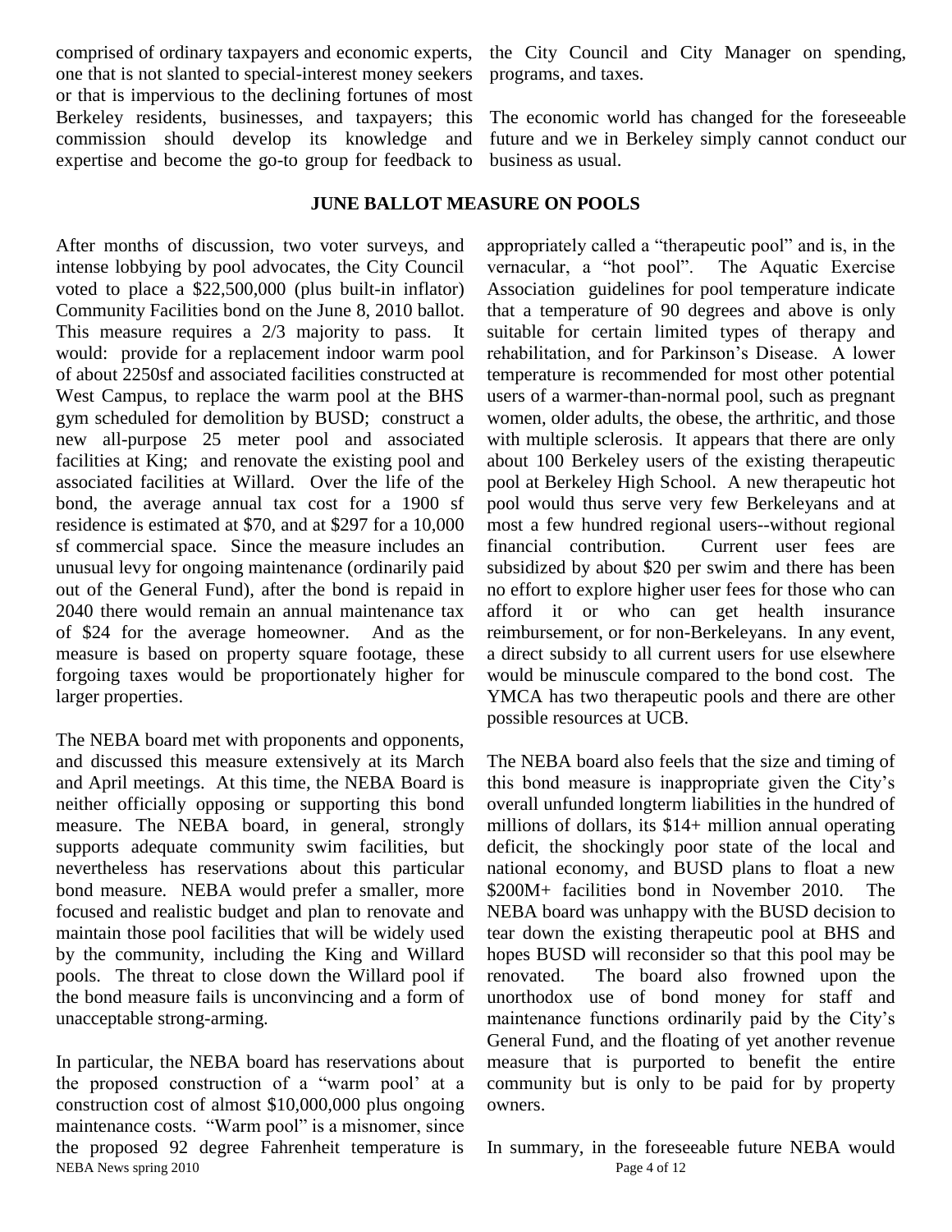comprised of ordinary taxpayers and economic experts, one that is not slanted to special-interest money seekers or that is impervious to the declining fortunes of most Berkeley residents, businesses, and taxpayers; this commission should develop its knowledge and expertise and become the go-to group for feedback to the City Council and City Manager on spending, programs, and taxes.

The economic world has changed for the foreseeable future and we in Berkeley simply cannot conduct our business as usual.

## JUNE BALLOT MEASURE ON POOLS

After months of discussion, two voter surveys, and intense lobbying by pool advocates, the City Council voted to place a $22,500,000 (plus built-in inflator) Community Facilities bond on the June 8, 2010 ballot. This measure requires a 2/3 majority to pass. It would: provide for a replacement indoor warm pool of about 2250sf and associated facilities constructed at West Campus, to replace the warm pool at the BHS gym scheduled for demolition by BUSD; construct a new all-purpose 25 meter pool and associated facilities at King; and renovate the existing pool and associated facilities at Willard. Over the life of the bond, the average annual tax cost for a 1900 sf residence is estimated at $70, and at $297 for a 10,000 sf commercial space. Since the measure includes an unusual levy for ongoing maintenance (ordinarily paid out of the General Fund), after the bond is repaid in 2040 there would remain an annual maintenance tax of $24 for the average homeowner. And as the measure is based on property square footage, these forgoing taxes would be proportionately higher for larger properties.

The NEBA board met with proponents and opponents, and discussed this measure extensively at its March and April meetings. At this time, the NEBA Board is neither officially opposing or supporting this bond measure. The NEBA board, in general, strongly supports adequate community swim facilities, but nevertheless has reservations about this particular bond measure. NEBA would prefer a smaller, more focused and realistic budget and plan to renovate and maintain those pool facilities that will be widely used by the community, including the King and Willard pools. The threat to close down the Willard pool if the bond measure fails is unconvincing and a form of unacceptable strong-arming.

In particular, the NEBA board has reservations about the proposed construction of a "warm pool' at a construction cost of almost $10,000,000 plus ongoing maintenance costs. "Warm pool" is a misnomer, since the proposed 92 degree Fahrenheit temperature is appropriately called a "therapeutic pool" and is, in the vernacular, a "hot pool". The Aquatic Exercise Association guidelines for pool temperature indicate that a temperature of 90 degrees and above is only suitable for certain limited types of therapy and rehabilitation, and for Parkinson's Disease. A lower temperature is recommended for most other potential users of a warmer-than-normal pool, such as pregnant women, older adults, the obese, the arthritic, and those with multiple sclerosis. It appears that there are only about 100 Berkeley users of the existing therapeutic pool at Berkeley High School. A new therapeutic hot pool would thus serve very few Berkeleyans and at most a few hundred regional users--without regional financial contribution. Current user fees are subsidized by about $20 per swim and there has been no effort to explore higher user fees for those who can afford it or who can get health insurance reimbursement, or for non-Berkeleyans. In any event, a direct subsidy to all current users for use elsewhere would be minuscule compared to the bond cost. The YMCA has two therapeutic pools and there are other possible resources at UCB.

The NEBA board also feels that the size and timing of this bond measure is inappropriate given the City's overall unfunded longterm liabilities in the hundred of millions of dollars, its $14+ million annual operating deficit, the shockingly poor state of the local and national economy, and BUSD plans to float a new $200M+ facilities bond in November 2010. The NEBA board was unhappy with the BUSD decision to tear down the existing therapeutic pool at BHS and hopes BUSD will reconsider so that this pool may be renovated. The board also frowned upon the unorthodox use of bond money for staff and maintenance functions ordinarily paid by the City's General Fund, and the floating of yet another revenue measure that is purported to benefit the entire community but is only to be paid for by property owners.

In summary, in the foreseeable future NEBA would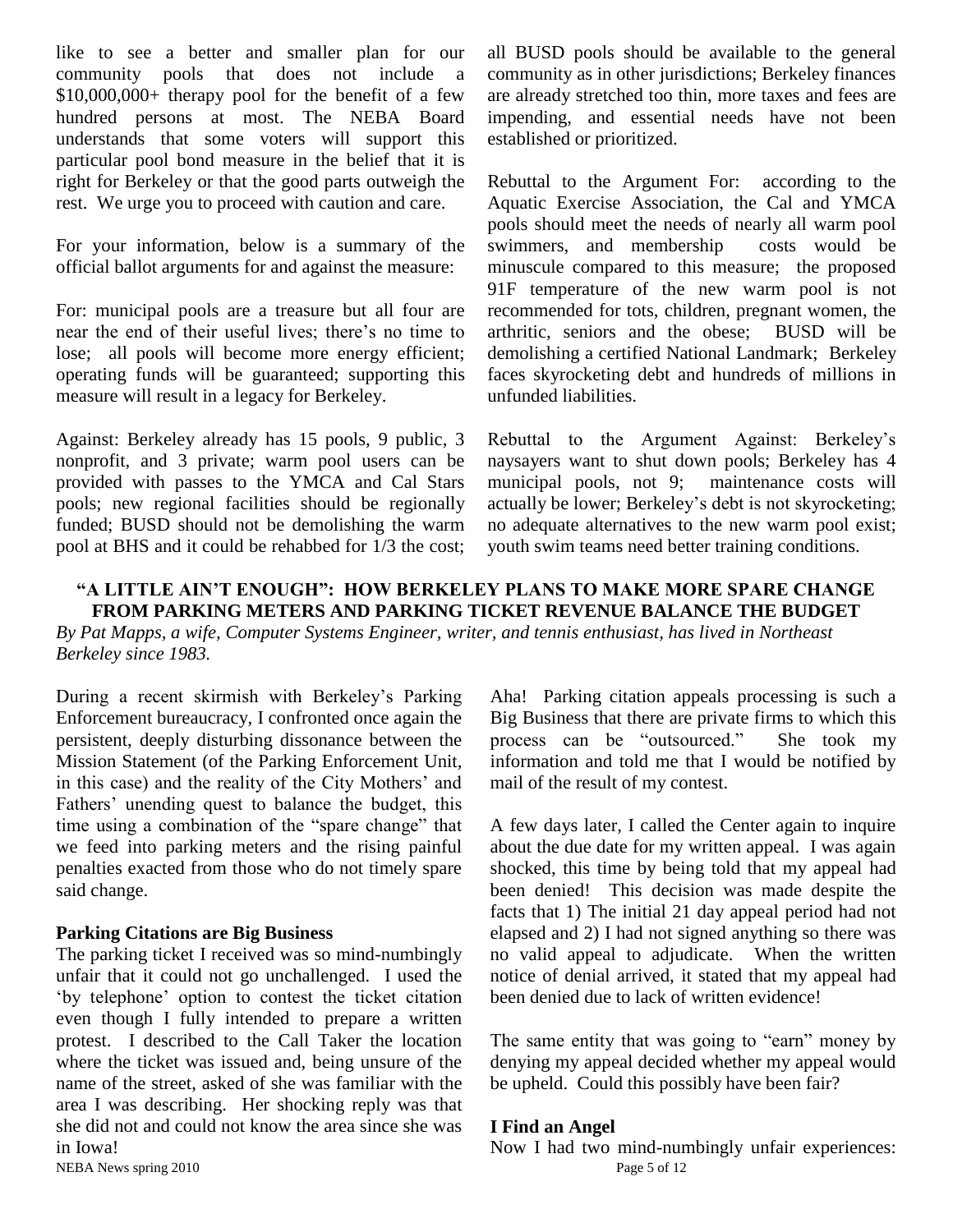like to see a better and smaller plan for our community pools that does not include a $10,000,000+ therapy pool for the benefit of a few hundred persons at most. The NEBA Board understands that some voters will support this particular pool bond measure in the belief that it is right for Berkeley or that the good parts outweigh the rest. We urge you to proceed with caution and care.

For your information, below is a summary of the official ballot arguments for and against the measure:

For: municipal pools are a treasure but all four are near the end of their useful lives; there's no time to lose; all pools will become more energy efficient; operating funds will be guaranteed; supporting this measure will result in a legacy for Berkeley.

Against: Berkeley already has 15 pools, 9 public, 3 nonprofit, and 3 private; warm pool users can be provided with passes to the YMCA and Cal Stars pools; new regional facilities should be regionally funded; BUSD should not be demolishing the warm pool at BHS and it could be rehabbed for 1/3 the cost; all BUSD pools should be available to the general community as in other jurisdictions; Berkeley finances are already stretched too thin, more taxes and fees are impending, and essential needs have not been established or prioritized.

Rebuttal to the Argument For: according to the Aquatic Exercise Association, the Cal and YMCA pools should meet the needs of nearly all warm pool swimmers, and membership costs would be minuscule compared to this measure; the proposed 91F temperature of the new warm pool is not recommended for tots, children, pregnant women, the arthritic, seniors and the obese; BUSD will be demolishing a certified National Landmark; Berkeley faces skyrocketing debt and hundreds of millions in unfunded liabilities.

Rebuttal to the Argument Against: Berkeley's naysayers want to shut down pools; Berkeley has 4 municipal pools, not 9; maintenance costs will actually be lower; Berkeley's debt is not skyrocketing; no adequate alternatives to the new warm pool exist; youth swim teams need better training conditions.

## "A LITTLE AIN'T ENOUGH": HOW BERKELEY PLANS TO MAKE MORE SPARE CHANGE FROM PARKING METERS AND PARKING TICKET REVENUE BALANCE THE BUDGET

*By Pat Mapps, a wife, Computer Systems Engineer, writer, and tennis enthusiast, has lived in Northeast Berkeley since 1983.*

During a recent skirmish with Berkeley's Parking Enforcement bureaucracy, I confronted once again the persistent, deeply disturbing dissonance between the Mission Statement (of the Parking Enforcement Unit, in this case) and the reality of the City Mothers' and Fathers' unending quest to balance the budget, this time using a combination of the "spare change" that we feed into parking meters and the rising painful penalties exacted from those who do not timely spare said change.

### Parking Citations are Big Business

The parking ticket I received was so mind-numbingly unfair that it could not go unchallenged. I used the 'by telephone' option to contest the ticket citation even though I fully intended to prepare a written protest. I described to the Call Taker the location where the ticket was issued and, being unsure of the name of the street, asked of she was familiar with the area I was describing. Her shocking reply was that she did not and could not know the area since she was in Iowa!

Aha! Parking citation appeals processing is such a Big Business that there are private firms to which this process can be "outsourced." She took my information and told me that I would be notified by mail of the result of my contest.

A few days later, I called the Center again to inquire about the due date for my written appeal. I was again shocked, this time by being told that my appeal had been denied! This decision was made despite the facts that 1) The initial 21 day appeal period had not elapsed and 2) I had not signed anything so there was no valid appeal to adjudicate. When the written notice of denial arrived, it stated that my appeal had been denied due to lack of written evidence!

The same entity that was going to "earn" money by denying my appeal decided whether my appeal would be upheld. Could this possibly have been fair?

### I Find an Angel

Now I had two mind-numbingly unfair experiences: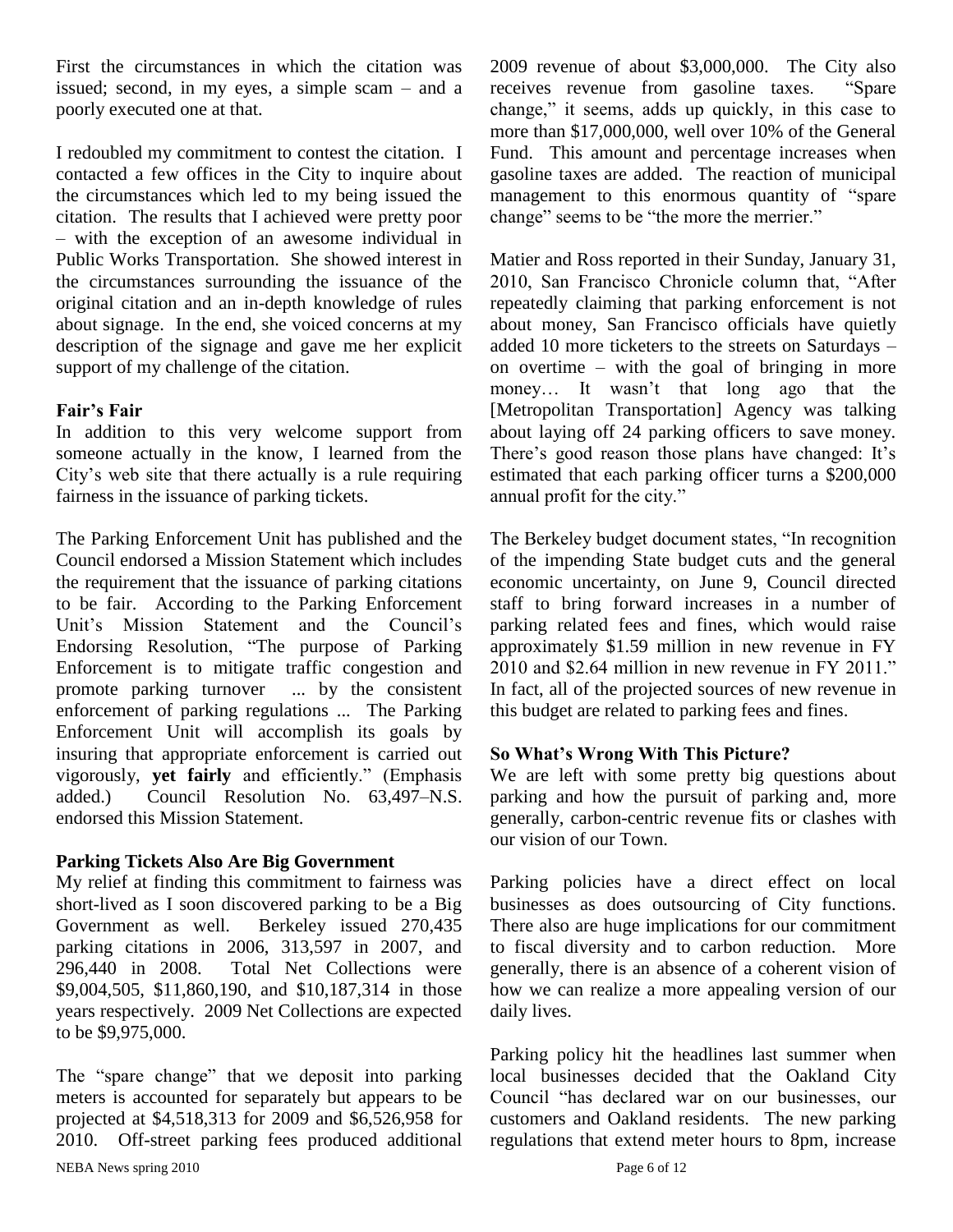First the circumstances in which the citation was issued; second, in my eyes, a simple scam – and a poorly executed one at that.

I redoubled my commitment to contest the citation. I contacted a few offices in the City to inquire about the circumstances which led to my being issued the citation. The results that I achieved were pretty poor – with the exception of an awesome individual in Public Works Transportation. She showed interest in the circumstances surrounding the issuance of the original citation and an in-depth knowledge of rules about signage. In the end, she voiced concerns at my description of the signage and gave me her explicit support of my challenge of the citation.

**Fair's Fair**

In addition to this very welcome support from someone actually in the know, I learned from the City's web site that there actually is a rule requiring fairness in the issuance of parking tickets.

The Parking Enforcement Unit has published and the Council endorsed a Mission Statement which includes the requirement that the issuance of parking citations to be fair. According to the Parking Enforcement Unit's Mission Statement and the Council's Endorsing Resolution, "The purpose of Parking Enforcement is to mitigate traffic congestion and promote parking turnover ... by the consistent enforcement of parking regulations ... The Parking Enforcement Unit will accomplish its goals by insuring that appropriate enforcement is carried out vigorously, **yet fairly** and efficiently." (Emphasis added.) Council Resolution No. 63,497–N.S. endorsed this Mission Statement.

**Parking Tickets Also Are Big Government**

My relief at finding this commitment to fairness was short-lived as I soon discovered parking to be a Big Government as well. Berkeley issued 270,435 parking citations in 2006, 313,597 in 2007, and 296,440 in 2008. Total Net Collections were $9,004,505, $11,860,190, and $10,187,314 in those years respectively. 2009 Net Collections are expected to be $9,975,000.

The "spare change" that we deposit into parking meters is accounted for separately but appears to be projected at $4,518,313 for 2009 and $6,526,958 for 2010. Off-street parking fees produced additional 2009 revenue of about $3,000,000. The City also receives revenue from gasoline taxes. "Spare change," it seems, adds up quickly, in this case to more than $17,000,000, well over 10% of the General Fund. This amount and percentage increases when gasoline taxes are added. The reaction of municipal management to this enormous quantity of "spare change" seems to be "the more the merrier."

Matier and Ross reported in their Sunday, January 31, 2010, San Francisco Chronicle column that, "After repeatedly claiming that parking enforcement is not about money, San Francisco officials have quietly added 10 more ticketers to the streets on Saturdays – on overtime – with the goal of bringing in more money… It wasn't that long ago that the [Metropolitan Transportation] Agency was talking about laying off 24 parking officers to save money. There's good reason those plans have changed: It's estimated that each parking officer turns a $200,000 annual profit for the city."

The Berkeley budget document states, "In recognition of the impending State budget cuts and the general economic uncertainty, on June 9, Council directed staff to bring forward increases in a number of parking related fees and fines, which would raise approximately $1.59 million in new revenue in FY 2010 and $2.64 million in new revenue in FY 2011." In fact, all of the projected sources of new revenue in this budget are related to parking fees and fines.

**So What's Wrong With This Picture?**

We are left with some pretty big questions about parking and how the pursuit of parking and, more generally, carbon-centric revenue fits or clashes with our vision of our Town.

Parking policies have a direct effect on local businesses as does outsourcing of City functions. There also are huge implications for our commitment to fiscal diversity and to carbon reduction. More generally, there is an absence of a coherent vision of how we can realize a more appealing version of our daily lives.

Parking policy hit the headlines last summer when local businesses decided that the Oakland City Council "has declared war on our businesses, our customers and Oakland residents. The new parking regulations that extend meter hours to 8pm, increase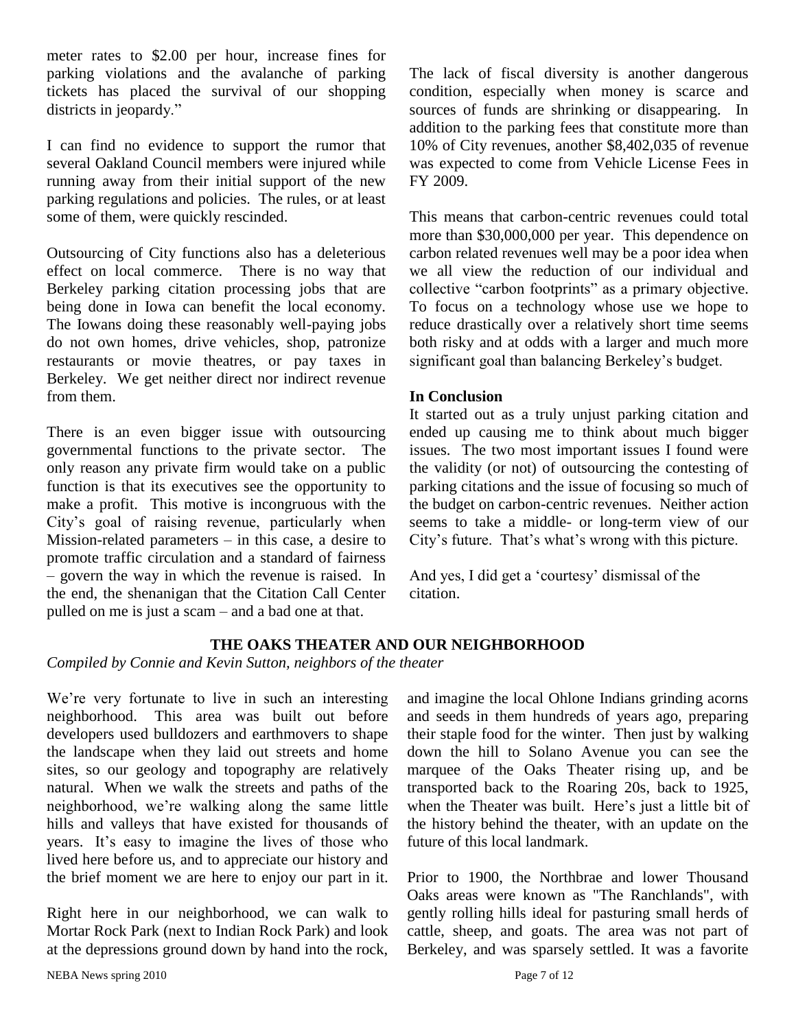meter rates to \$2.00 per hour, increase fines for parking violations and the avalanche of parking tickets has placed the survival of our shopping districts in jeopardy."

I can find no evidence to support the rumor that several Oakland Council members were injured while running away from their initial support of the new parking regulations and policies. The rules, or at least some of them, were quickly rescinded.

Outsourcing of City functions also has a deleterious effect on local commerce. There is no way that Berkeley parking citation processing jobs that are being done in Iowa can benefit the local economy. The Iowans doing these reasonably well-paying jobs do not own homes, drive vehicles, shop, patronize restaurants or movie theatres, or pay taxes in Berkeley. We get neither direct nor indirect revenue from them.

There is an even bigger issue with outsourcing governmental functions to the private sector. The only reason any private firm would take on a public function is that its executives see the opportunity to make a profit. This motive is incongruous with the City's goal of raising revenue, particularly when Mission-related parameters – in this case, a desire to promote traffic circulation and a standard of fairness – govern the way in which the revenue is raised. In the end, the shenanigan that the Citation Call Center pulled on me is just a scam – and a bad one at that.

The lack of fiscal diversity is another dangerous condition, especially when money is scarce and sources of funds are shrinking or disappearing. In addition to the parking fees that constitute more than 10% of City revenues, another \$8,402,035 of revenue was expected to come from Vehicle License Fees in FY 2009.

This means that carbon-centric revenues could total more than \$30,000,000 per year. This dependence on carbon related revenues well may be a poor idea when we all view the reduction of our individual and collective "carbon footprints" as a primary objective. To focus on a technology whose use we hope to reduce drastically over a relatively short time seems both risky and at odds with a larger and much more significant goal than balancing Berkeley's budget.

**In Conclusion**

It started out as a truly unjust parking citation and ended up causing me to think about much bigger issues. The two most important issues I found were the validity (or not) of outsourcing the contesting of parking citations and the issue of focusing so much of the budget on carbon-centric revenues. Neither action seems to take a middle- or long-term view of our City's future. That's what's wrong with this picture.

And yes, I did get a 'courtesy' dismissal of the citation.

## THE OAKS THEATER AND OUR NEIGHBORHOOD

*Compiled by Connie and Kevin Sutton, neighbors of the theater*

We're very fortunate to live in such an interesting neighborhood. This area was built out before developers used bulldozers and earthmovers to shape the landscape when they laid out streets and home sites, so our geology and topography are relatively natural. When we walk the streets and paths of the neighborhood, we're walking along the same little hills and valleys that have existed for thousands of years. It's easy to imagine the lives of those who lived here before us, and to appreciate our history and the brief moment we are here to enjoy our part in it.

Right here in our neighborhood, we can walk to Mortar Rock Park (next to Indian Rock Park) and look at the depressions ground down by hand into the rock, and imagine the local Ohlone Indians grinding acorns and seeds in them hundreds of years ago, preparing their staple food for the winter. Then just by walking down the hill to Solano Avenue you can see the marquee of the Oaks Theater rising up, and be transported back to the Roaring 20s, back to 1925, when the Theater was built. Here's just a little bit of the history behind the theater, with an update on the future of this local landmark.

Prior to 1900, the Northbrae and lower Thousand Oaks areas were known as "The Ranchlands", with gently rolling hills ideal for pasturing small herds of cattle, sheep, and goats. The area was not part of Berkeley, and was sparsely settled. It was a favorite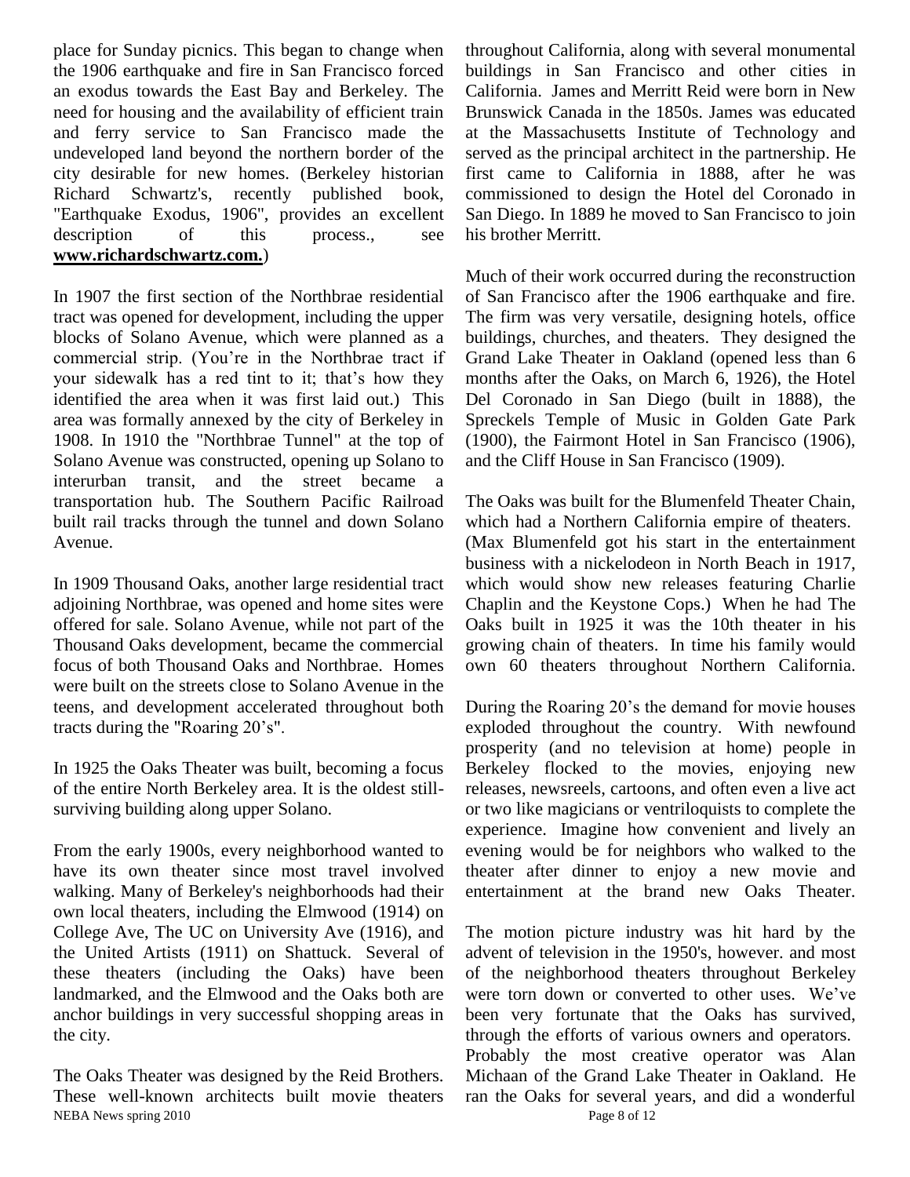place for Sunday picnics. This began to change when the 1906 earthquake and fire in San Francisco forced an exodus towards the East Bay and Berkeley. The need for housing and the availability of efficient train and ferry service to San Francisco made the undeveloped land beyond the northern border of the city desirable for new homes. (Berkeley historian Richard Schwartz's, recently published book, "Earthquake Exodus, 1906", provides an excellent description of this process., see **www.richardschwartz.com.**)

In 1907 the first section of the Northbrae residential tract was opened for development, including the upper blocks of Solano Avenue, which were planned as a commercial strip. (You're in the Northbrae tract if your sidewalk has a red tint to it; that's how they identified the area when it was first laid out.) This area was formally annexed by the city of Berkeley in 1908. In 1910 the "Northbrae Tunnel" at the top of Solano Avenue was constructed, opening up Solano to interurban transit, and the street became a transportation hub. The Southern Pacific Railroad built rail tracks through the tunnel and down Solano Avenue.

In 1909 Thousand Oaks, another large residential tract adjoining Northbrae, was opened and home sites were offered for sale. Solano Avenue, while not part of the Thousand Oaks development, became the commercial focus of both Thousand Oaks and Northbrae. Homes were built on the streets close to Solano Avenue in the teens, and development accelerated throughout both tracts during the "Roaring 20's".

In 1925 the Oaks Theater was built, becoming a focus of the entire North Berkeley area. It is the oldest still-surviving building along upper Solano.

From the early 1900s, every neighborhood wanted to have its own theater since most travel involved walking. Many of Berkeley's neighborhoods had their own local theaters, including the Elmwood (1914) on College Ave, The UC on University Ave (1916), and the United Artists (1911) on Shattuck. Several of these theaters (including the Oaks) have been landmarked, and the Elmwood and the Oaks both are anchor buildings in very successful shopping areas in the city.

The Oaks Theater was designed by the Reid Brothers. These well-known architects built movie theaters throughout California, along with several monumental buildings in San Francisco and other cities in California. James and Merritt Reid were born in New Brunswick Canada in the 1850s. James was educated at the Massachusetts Institute of Technology and served as the principal architect in the partnership. He first came to California in 1888, after he was commissioned to design the Hotel del Coronado in San Diego. In 1889 he moved to San Francisco to join his brother Merritt.

Much of their work occurred during the reconstruction of San Francisco after the 1906 earthquake and fire. The firm was very versatile, designing hotels, office buildings, churches, and theaters. They designed the Grand Lake Theater in Oakland (opened less than 6 months after the Oaks, on March 6, 1926), the Hotel Del Coronado in San Diego (built in 1888), the Spreckels Temple of Music in Golden Gate Park (1900), the Fairmont Hotel in San Francisco (1906), and the Cliff House in San Francisco (1909).

The Oaks was built for the Blumenfeld Theater Chain, which had a Northern California empire of theaters. (Max Blumenfeld got his start in the entertainment business with a nickelodeon in North Beach in 1917, which would show new releases featuring Charlie Chaplin and the Keystone Cops.) When he had The Oaks built in 1925 it was the 10th theater in his growing chain of theaters. In time his family would own 60 theaters throughout Northern California.

During the Roaring 20's the demand for movie houses exploded throughout the country. With newfound prosperity (and no television at home) people in Berkeley flocked to the movies, enjoying new releases, newsreels, cartoons, and often even a live act or two like magicians or ventriloquists to complete the experience. Imagine how convenient and lively an evening would be for neighbors who walked to the theater after dinner to enjoy a new movie and entertainment at the brand new Oaks Theater.

The motion picture industry was hit hard by the advent of television in the 1950's, however. and most of the neighborhood theaters throughout Berkeley were torn down or converted to other uses. We've been very fortunate that the Oaks has survived, through the efforts of various owners and operators. Probably the most creative operator was Alan Michaan of the Grand Lake Theater in Oakland. He ran the Oaks for several years, and did a wonderful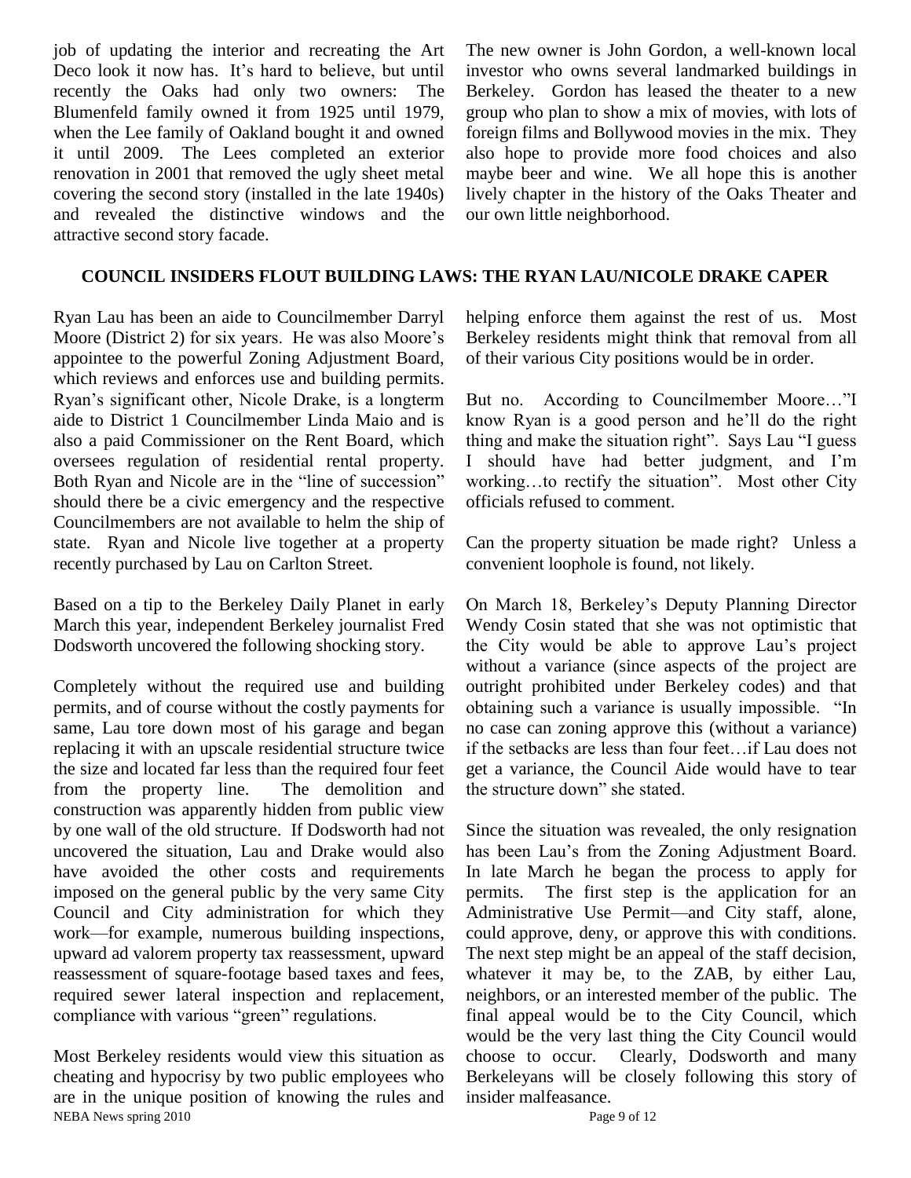job of updating the interior and recreating the Art Deco look it now has. It's hard to believe, but until recently the Oaks had only two owners: The Blumenfeld family owned it from 1925 until 1979, when the Lee family of Oakland bought it and owned it until 2009. The Lees completed an exterior renovation in 2001 that removed the ugly sheet metal covering the second story (installed in the late 1940s) and revealed the distinctive windows and the attractive second story facade.

The new owner is John Gordon, a well-known local investor who owns several landmarked buildings in Berkeley. Gordon has leased the theater to a new group who plan to show a mix of movies, with lots of foreign films and Bollywood movies in the mix. They also hope to provide more food choices and also maybe beer and wine. We all hope this is another lively chapter in the history of the Oaks Theater and our own little neighborhood.

## COUNCIL INSIDERS FLOUT BUILDING LAWS: THE RYAN LAU/NICOLE DRAKE CAPER

Ryan Lau has been an aide to Councilmember Darryl Moore (District 2) for six years. He was also Moore's appointee to the powerful Zoning Adjustment Board, which reviews and enforces use and building permits. Ryan's significant other, Nicole Drake, is a longterm aide to District 1 Councilmember Linda Maio and is also a paid Commissioner on the Rent Board, which oversees regulation of residential rental property. Both Ryan and Nicole are in the "line of succession" should there be a civic emergency and the respective Councilmembers are not available to helm the ship of state. Ryan and Nicole live together at a property recently purchased by Lau on Carlton Street.

Based on a tip to the Berkeley Daily Planet in early March this year, independent Berkeley journalist Fred Dodsworth uncovered the following shocking story.

Completely without the required use and building permits, and of course without the costly payments for same, Lau tore down most of his garage and began replacing it with an upscale residential structure twice the size and located far less than the required four feet from the property line. The demolition and construction was apparently hidden from public view by one wall of the old structure. If Dodsworth had not uncovered the situation, Lau and Drake would also have avoided the other costs and requirements imposed on the general public by the very same City Council and City administration for which they work—for example, numerous building inspections, upward ad valorem property tax reassessment, upward reassessment of square-footage based taxes and fees, required sewer lateral inspection and replacement, compliance with various "green" regulations.

Most Berkeley residents would view this situation as cheating and hypocrisy by two public employees who are in the unique position of knowing the rules and helping enforce them against the rest of us. Most Berkeley residents might think that removal from all of their various City positions would be in order.

But no. According to Councilmember Moore…"I know Ryan is a good person and he'll do the right thing and make the situation right". Says Lau "I guess I should have had better judgment, and I'm working…to rectify the situation". Most other City officials refused to comment.

Can the property situation be made right? Unless a convenient loophole is found, not likely.

On March 18, Berkeley's Deputy Planning Director Wendy Cosin stated that she was not optimistic that the City would be able to approve Lau's project without a variance (since aspects of the project are outright prohibited under Berkeley codes) and that obtaining such a variance is usually impossible. "In no case can zoning approve this (without a variance) if the setbacks are less than four feet…if Lau does not get a variance, the Council Aide would have to tear the structure down" she stated.

Since the situation was revealed, the only resignation has been Lau's from the Zoning Adjustment Board. In late March he began the process to apply for permits. The first step is the application for an Administrative Use Permit—and City staff, alone, could approve, deny, or approve this with conditions. The next step might be an appeal of the staff decision, whatever it may be, to the ZAB, by either Lau, neighbors, or an interested member of the public. The final appeal would be to the City Council, which would be the very last thing the City Council would choose to occur. Clearly, Dodsworth and many Berkeleyans will be closely following this story of insider malfeasance.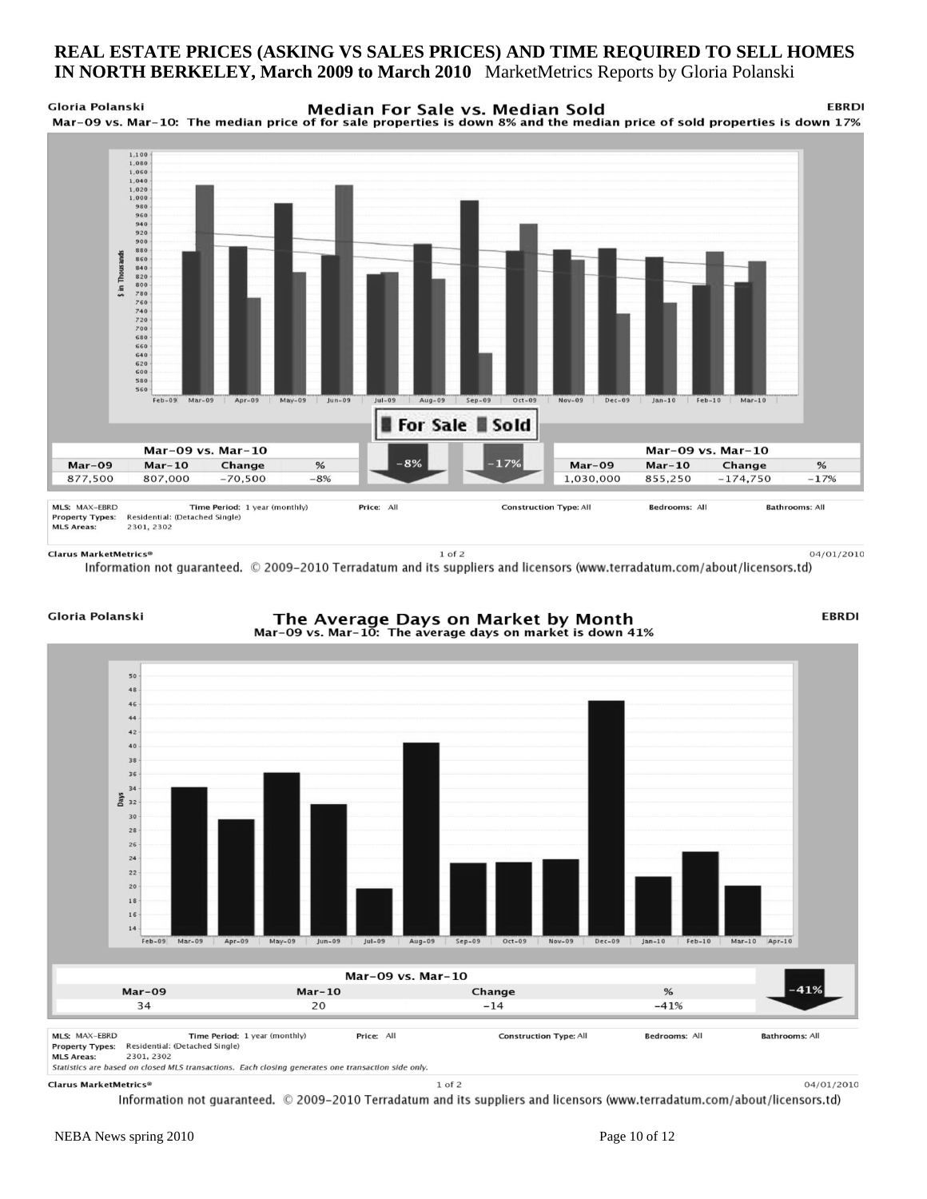**REAL ESTATE PRICES (ASKING VS SALES PRICES) AND TIME REQUIRED TO SELL HOMES IN NORTH BERKELEY, March 2009 to March 2010** MarketMetrics Reports by Gloria Polanski

Gloria Polanski

## Median For Sale vs. Median Sold

EBRDI

Mar-09 vs. Mar-10: The median price of for sale properties is down 8% and the median price of sold properties is down 17%

For Sale | Sold

| Mar-09 vs. Mar-10 | | | |
|---|---|---|---|
| Mar-09 | Mar-10 | Change | % |
| 877,500 | 807,000 | -70,500 | -8% |

-8% -17%

| Mar-09 vs. Mar-10 | | | |
|---|---|---|---|
| Mar-09 | Mar-10 | Change | % |
| 1,030,000 | 855,250 | -174,750 | -17% |

MLS: MAX-EBRD Time Period: 1 year (monthly) Price: All Construction Type: All Bedrooms: All Bathrooms: All
Property Types: Residential: (Detached Single)
MLS Areas: 2301, 2302

Clarus MarketMetrics® 04/01/2010

Information not guaranteed. © 2009-2010 Terradatum and its suppliers and licensors (www.terradatum.com/about/licensors.td)

Gloria Polanski

## The Average Days on Market by Month

EBRDI

Mar-09 vs. Mar-10: The average days on market is down 41%

| Mar-09 vs. Mar-10 | | | |
|---|---|---|---|
| Mar-09 | Mar-10 | Change | % |
| 34 | 20 | -14 | -41% |

-41%

MLS: MAX-EBRD Time Period: 1 year (monthly) Price: All Construction Type: All Bedrooms: All Bathrooms: All
Property Types: Residential: (Detached Single)
MLS Areas: 2301, 2302

*Statistics are based on closed MLS transactions. Each closing generates one transaction side only.*

Clarus MarketMetrics® 04/01/2010

Information not guaranteed. © 2009-2010 Terradatum and its suppliers and licensors (www.terradatum.com/about/licensors.td)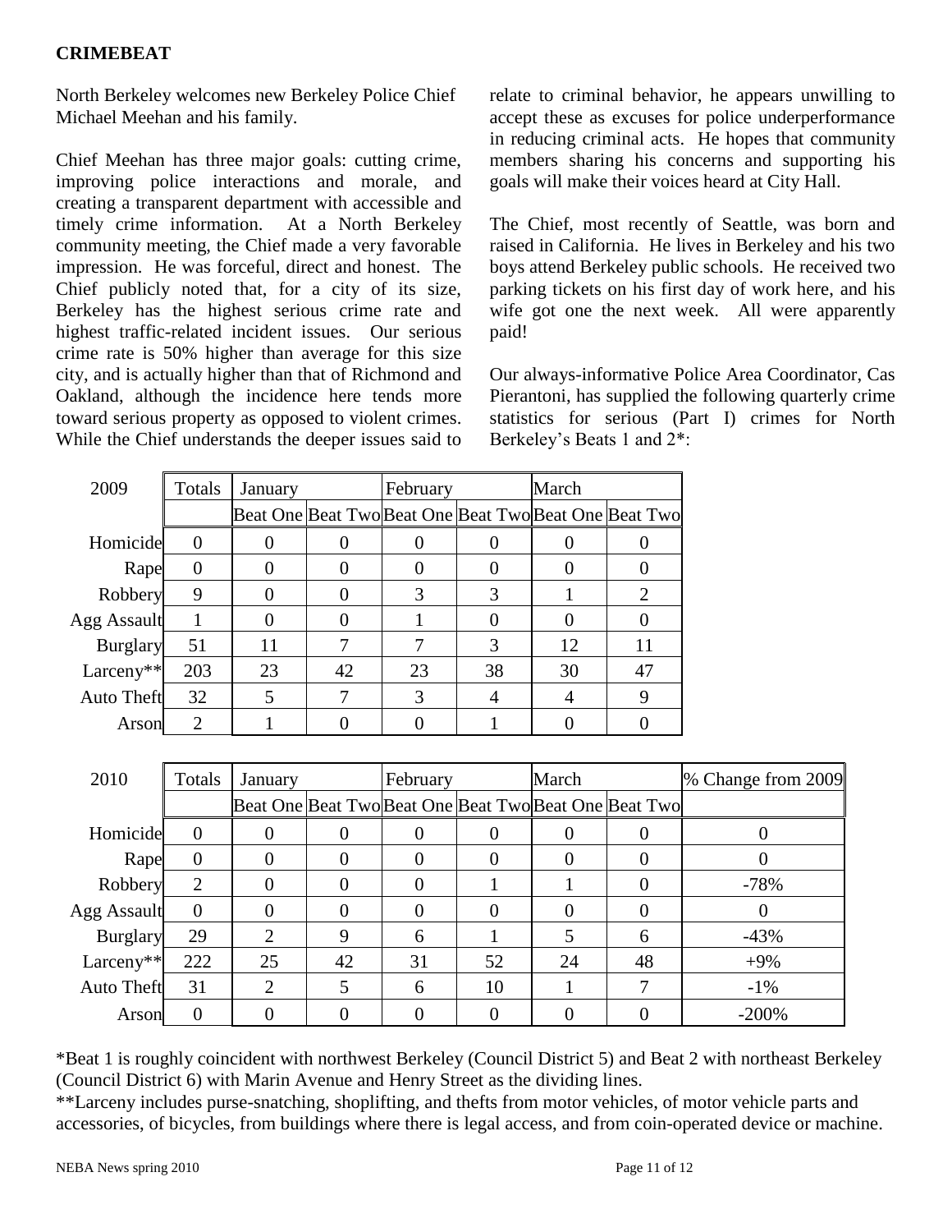## CRIMEBEAT

North Berkeley welcomes new Berkeley Police Chief Michael Meehan and his family.

Chief Meehan has three major goals: cutting crime, improving police interactions and morale, and creating a transparent department with accessible and timely crime information. At a North Berkeley community meeting, the Chief made a very favorable impression. He was forceful, direct and honest. The Chief publicly noted that, for a city of its size, Berkeley has the highest serious crime rate and highest traffic-related incident issues. Our serious crime rate is 50% higher than average for this size city, and is actually higher than that of Richmond and Oakland, although the incidence here tends more toward serious property as opposed to violent crimes. While the Chief understands the deeper issues said to relate to criminal behavior, he appears unwilling to accept these as excuses for police underperformance in reducing criminal acts. He hopes that community members sharing his concerns and supporting his goals will make their voices heard at City Hall.

The Chief, most recently of Seattle, was born and raised in California. He lives in Berkeley and his two boys attend Berkeley public schools. He received two parking tickets on his first day of work here, and his wife got one the next week. All were apparently paid!

Our always-informative Police Area Coordinator, Cas Pierantoni, has supplied the following quarterly crime statistics for serious (Part I) crimes for North Berkeley's Beats 1 and 2*:

| 2009 | Totals | January | | February | | March | |
|---|---|---|---|---|---|---|---|
| | | Beat One | Beat Two | Beat One | Beat Two | Beat One | Beat Two |
| Homicide | 0 | 0 | 0 | 0 | 0 | 0 | 0 |
| Rape | 0 | 0 | 0 | 0 | 0 | 0 | 0 |
| Robbery | 9 | 0 | 0 | 3 | 3 | 1 | 2 |
| Agg Assault | 1 | 0 | 0 | 1 | 0 | 0 | 0 |
| Burglary | 51 | 11 | 7 | 7 | 3 | 12 | 11 |
| Larceny** | 203 | 23 | 42 | 23 | 38 | 30 | 47 |
| Auto Theft | 32 | 5 | 7 | 3 | 4 | 4 | 9 |
| Arson | 2 | 1 | 0 | 0 | 1 | 0 | 0 |

| 2010 | Totals | January | | February | | March | | % Change from 2009 |
|---|---|---|---|---|---|---|---|---|
| | | Beat One | Beat Two | Beat One | Beat Two | Beat One | Beat Two | |
| Homicide | 0 | 0 | 0 | 0 | 0 | 0 | 0 | 0 |
| Rape | 0 | 0 | 0 | 0 | 0 | 0 | 0 | 0 |
| Robbery | 2 | 0 | 0 | 0 | 1 | 1 | 0 | -78% |
| Agg Assault | 0 | 0 | 0 | 0 | 0 | 0 | 0 | 0 |
| Burglary | 29 | 2 | 9 | 6 | 1 | 5 | 6 | -43% |
| Larceny** | 222 | 25 | 42 | 31 | 52 | 24 | 48 | +9% |
| Auto Theft | 31 | 2 | 5 | 6 | 10 | 1 | 7 | -1% |
| Arson | 0 | 0 | 0 | 0 | 0 | 0 | 0 | -200% |

*Beat 1 is roughly coincident with northwest Berkeley (Council District 5) and Beat 2 with northeast Berkeley (Council District 6) with Marin Avenue and Henry Street as the dividing lines.

**Larceny includes purse-snatching, shoplifting, and thefts from motor vehicles, of motor vehicle parts and accessories, of bicycles, from buildings where there is legal access, and from coin-operated device or machine.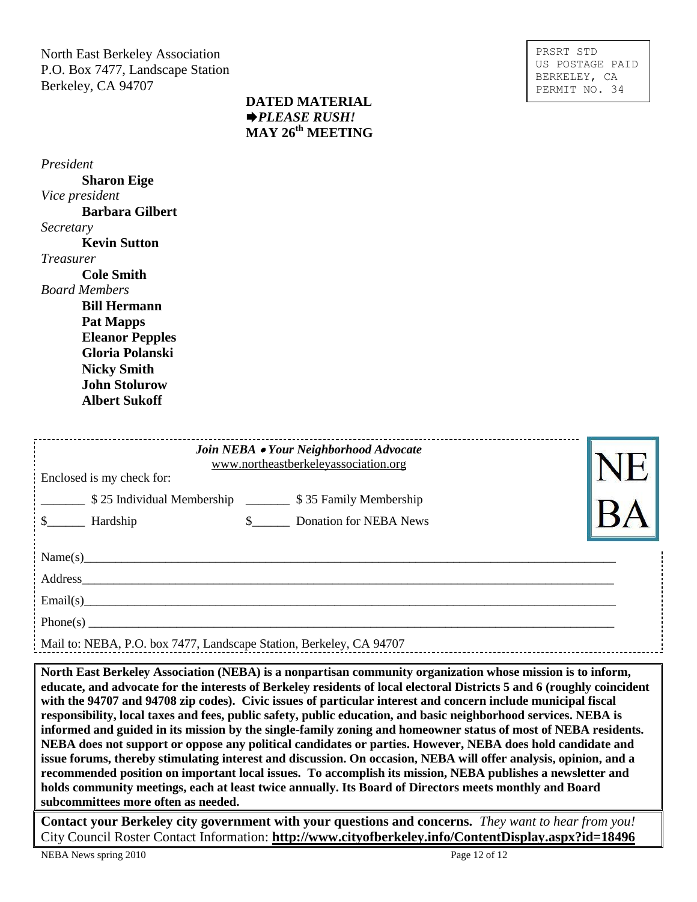North East Berkeley Association
P.O. Box 7477, Landscape Station
Berkeley, CA 94707

PRSRT STD
US POSTAGE PAID
BERKELEY, CA
PERMIT NO. 34

**DATED MATERIAL**
➡***PLEASE RUSH!***
**MAY 26th MEETING**

*President*
**Sharon Eige**
*Vice president*
**Barbara Gilbert**
*Secretary*
**Kevin Sutton**
*Treasurer*
**Cole Smith**
*Board Members*
**Bill Hermann**
**Pat Mapps**
**Eleanor Pepples**
**Gloria Polanski**
**Nicky Smith**
**John Stolurow**
**Albert Sukoff**

---

***Join NEBA • Your Neighborhood Advocate***
www.northeastberkeleyassociation.org

NE BA

Enclosed is my check for:

_______ $ 25 Individual Membership _______ $ 35 Family Membership

$______ Hardship $______ Donation for NEBA News

Name(s)______________________________________________________________________________

Address______________________________________________________________________________

Email(s)______________________________________________________________________________

Phone(s) _____________________________________________________________________________

Mail to: NEBA, P.O. box 7477, Landscape Station, Berkeley, CA 94707

---

**North East Berkeley Association (NEBA) is a nonpartisan community organization whose mission is to inform, educate, and advocate for the interests of Berkeley residents of local electoral Districts 5 and 6 (roughly coincident with the 94707 and 94708 zip codes). Civic issues of particular interest and concern include municipal fiscal responsibility, local taxes and fees, public safety, public education, and basic neighborhood services. NEBA is informed and guided in its mission by the single-family zoning and homeowner status of most of NEBA residents. NEBA does not support or oppose any political candidates or parties. However, NEBA does hold candidate and issue forums, thereby stimulating interest and discussion. On occasion, NEBA will offer analysis, opinion, and a recommended position on important local issues. To accomplish its mission, NEBA publishes a newsletter and holds community meetings, each at least twice annually. Its Board of Directors meets monthly and Board subcommittees more often as needed.**

**Contact your Berkeley city government with your questions and concerns.** *They want to hear from you!*
City Council Roster Contact Information: **http://www.cityofberkeley.info/ContentDisplay.aspx?id=18496**